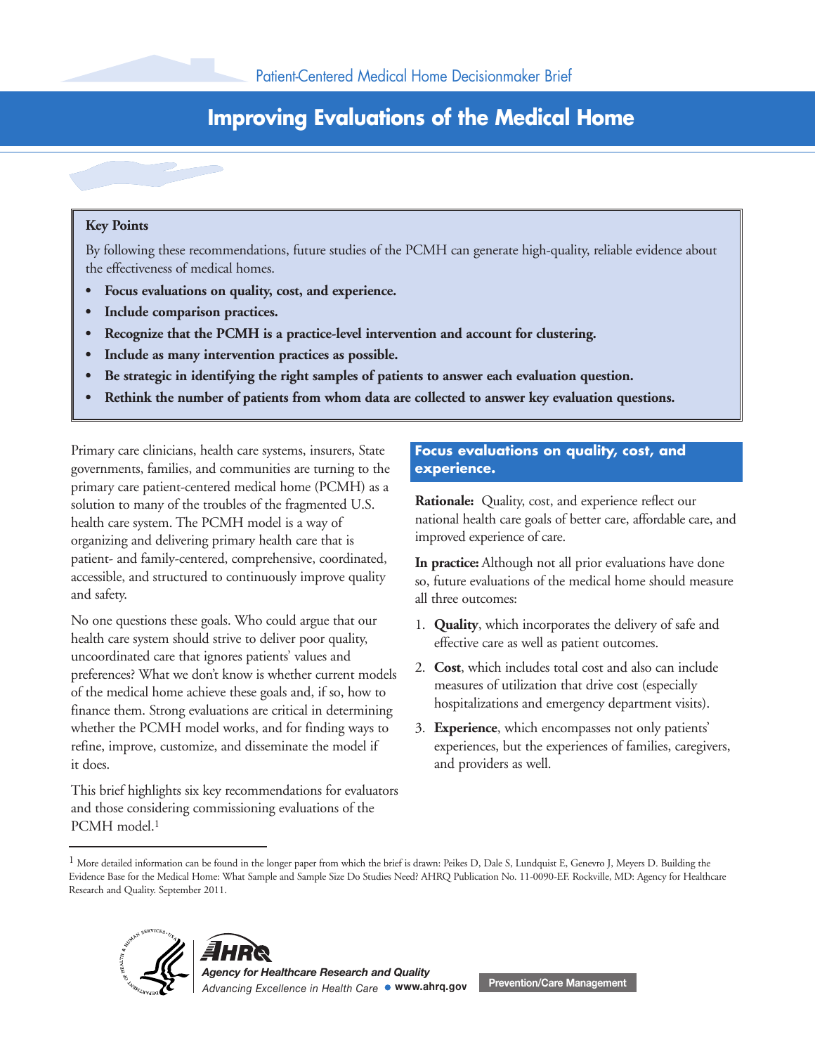Patient-Centered Medical Home Decisionmaker Brief

# Improving Evaluations of the Medical Home

**Key Points**

By following these recommendations, future studies of the PCMH can generate high-quality, reliable evidence about the effectiveness of medical homes.

- **Focus evaluations on quality, cost, and experience.**
- **Include comparison practices.**
- **Recognize that the PCMH is a practice-level intervention and account for clustering.**
- **Include as many intervention practices as possible.**
- **Be strategic in identifying the right samples of patients to answer each evaluation question.**
- **Rethink the number of patients from whom data are collected to answer key evaluation questions.**

Primary care clinicians, health care systems, insurers, State governments, families, and communities are turning to the primary care patient-centered medical home (PCMH) as a solution to many of the troubles of the fragmented U.S. health care system. The PCMH model is a way of organizing and delivering primary health care that is patient- and family-centered, comprehensive, coordinated, accessible, and structured to continuously improve quality and safety.

No one questions these goals. Who could argue that our health care system should strive to deliver poor quality, uncoordinated care that ignores patients' values and preferences? What we don't know is whether current models of the medical home achieve these goals and, if so, how to finance them. Strong evaluations are critical in determining whether the PCMH model works, and for finding ways to refine, improve, customize, and disseminate the model if it does.

This brief highlights six key recommendations for evaluators and those considering commissioning evaluations of the PCMH model.[1]

## Focus evaluations on quality, cost, and experience.

**Rationale:** Quality, cost, and experience reflect our national health care goals of better care, affordable care, and improved experience of care.

**In practice:** Although not all prior evaluations have done so, future evaluations of the medical home should measure all three outcomes:

1. **Quality**, which incorporates the delivery of safe and effective care as well as patient outcomes.
2. **Cost**, which includes total cost and also can include measures of utilization that drive cost (especially hospitalizations and emergency department visits).
3. **Experience**, which encompasses not only patients' experiences, but the experiences of families, caregivers, and providers as well.

[1] More detailed information can be found in the longer paper from which the brief is drawn: Peikes D, Dale S, Lundquist E, Genevro J, Meyers D. Building the Evidence Base for the Medical Home: What Sample and Sample Size Do Studies Need? AHRQ Publication No. 11-0090-EF. Rockville, MD: Agency for Healthcare Research and Quality. September 2011.

AHRQ — Agency for Healthcare Research and Quality — Advancing Excellence in Health Care • www.ahrq.gov

Prevention/Care Management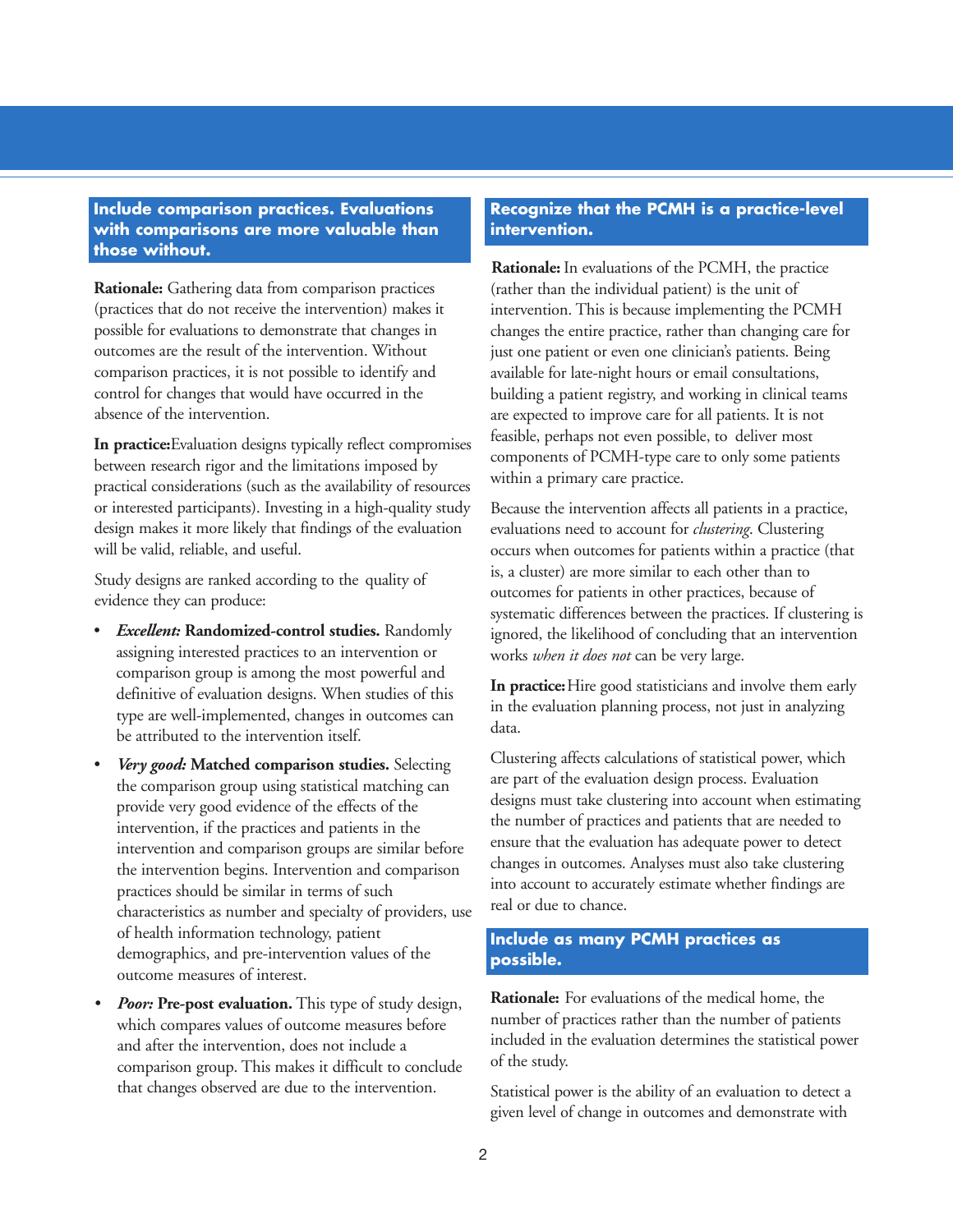## Include comparison practices. Evaluations with comparisons are more valuable than those without.

**Rationale:** Gathering data from comparison practices (practices that do not receive the intervention) makes it possible for evaluations to demonstrate that changes in outcomes are the result of the intervention. Without comparison practices, it is not possible to identify and control for changes that would have occurred in the absence of the intervention.

**In practice:** Evaluation designs typically reflect compromises between research rigor and the limitations imposed by practical considerations (such as the availability of resources or interested participants). Investing in a high-quality study design makes it more likely that findings of the evaluation will be valid, reliable, and useful.

Study designs are ranked according to the quality of evidence they can produce:

- ***Excellent:*** **Randomized-control studies.** Randomly assigning interested practices to an intervention or comparison group is among the most powerful and definitive of evaluation designs. When studies of this type are well-implemented, changes in outcomes can be attributed to the intervention itself.
- ***Very good:*** **Matched comparison studies.** Selecting the comparison group using statistical matching can provide very good evidence of the effects of the intervention, if the practices and patients in the intervention and comparison groups are similar before the intervention begins. Intervention and comparison practices should be similar in terms of such characteristics as number and specialty of providers, use of health information technology, patient demographics, and pre-intervention values of the outcome measures of interest.
- ***Poor:*** **Pre-post evaluation.** This type of study design, which compares values of outcome measures before and after the intervention, does not include a comparison group. This makes it difficult to conclude that changes observed are due to the intervention.

## Recognize that the PCMH is a practice-level intervention.

**Rationale:** In evaluations of the PCMH, the practice (rather than the individual patient) is the unit of intervention. This is because implementing the PCMH changes the entire practice, rather than changing care for just one patient or even one clinician's patients. Being available for late-night hours or email consultations, building a patient registry, and working in clinical teams are expected to improve care for all patients. It is not feasible, perhaps not even possible, to deliver most components of PCMH-type care to only some patients within a primary care practice.

Because the intervention affects all patients in a practice, evaluations need to account for *clustering*. Clustering occurs when outcomes for patients within a practice (that is, a cluster) are more similar to each other than to outcomes for patients in other practices, because of systematic differences between the practices. If clustering is ignored, the likelihood of concluding that an intervention works *when it does not* can be very large.

**In practice:** Hire good statisticians and involve them early in the evaluation planning process, not just in analyzing data.

Clustering affects calculations of statistical power, which are part of the evaluation design process. Evaluation designs must take clustering into account when estimating the number of practices and patients that are needed to ensure that the evaluation has adequate power to detect changes in outcomes. Analyses must also take clustering into account to accurately estimate whether findings are real or due to chance.

## Include as many PCMH practices as possible.

**Rationale:** For evaluations of the medical home, the number of practices rather than the number of patients included in the evaluation determines the statistical power of the study.

Statistical power is the ability of an evaluation to detect a given level of change in outcomes and demonstrate with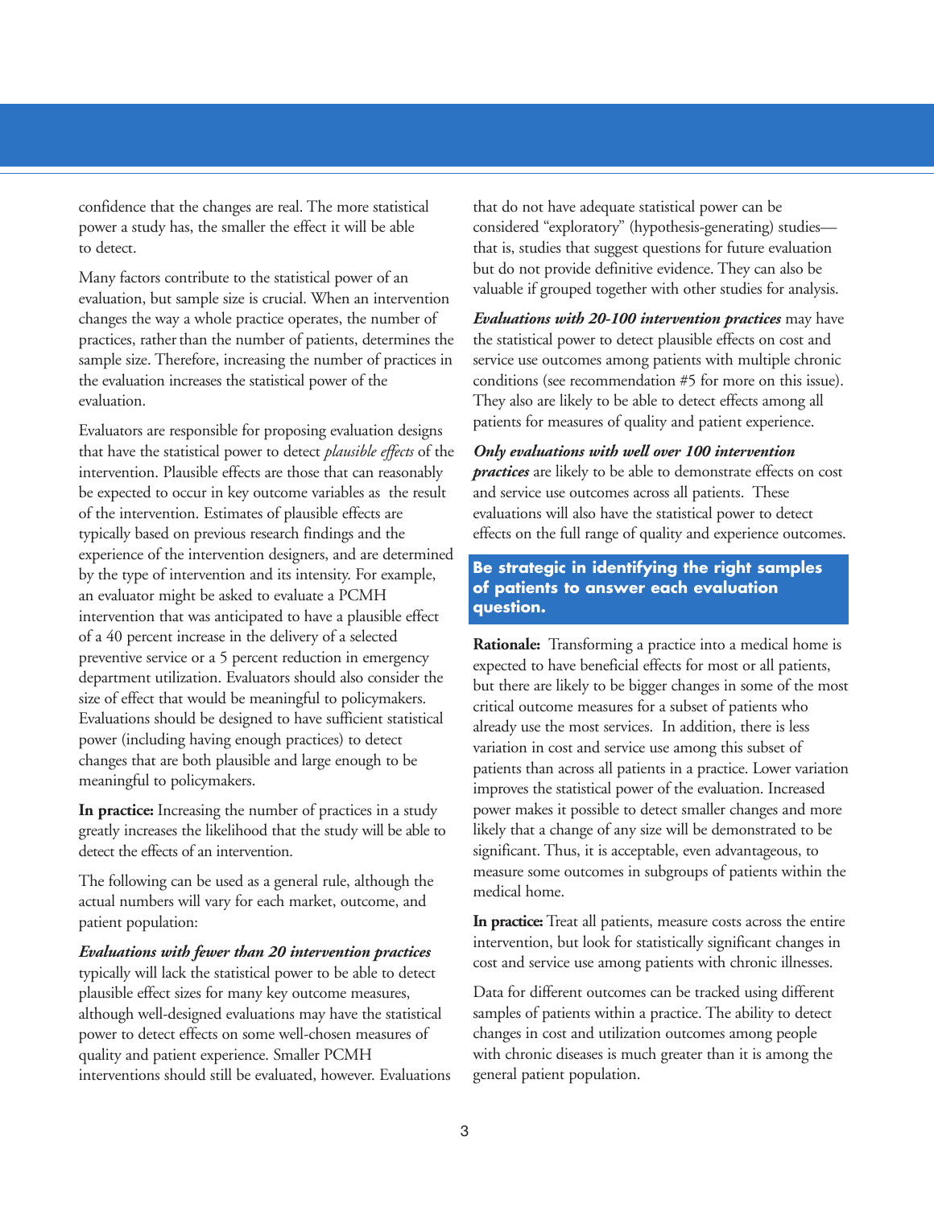confidence that the changes are real. The more statistical power a study has, the smaller the effect it will be able to detect.

Many factors contribute to the statistical power of an evaluation, but sample size is crucial. When an intervention changes the way a whole practice operates, the number of practices, rather than the number of patients, determines the sample size. Therefore, increasing the number of practices in the evaluation increases the statistical power of the evaluation.

Evaluators are responsible for proposing evaluation designs that have the statistical power to detect *plausible effects* of the intervention. Plausible effects are those that can reasonably be expected to occur in key outcome variables as the result of the intervention. Estimates of plausible effects are typically based on previous research findings and the experience of the intervention designers, and are determined by the type of intervention and its intensity. For example, an evaluator might be asked to evaluate a PCMH intervention that was anticipated to have a plausible effect of a 40 percent increase in the delivery of a selected preventive service or a 5 percent reduction in emergency department utilization. Evaluators should also consider the size of effect that would be meaningful to policymakers. Evaluations should be designed to have sufficient statistical power (including having enough practices) to detect changes that are both plausible and large enough to be meaningful to policymakers.

**In practice:** Increasing the number of practices in a study greatly increases the likelihood that the study will be able to detect the effects of an intervention.

The following can be used as a general rule, although the actual numbers will vary for each market, outcome, and patient population:

***Evaluations with fewer than 20 intervention practices*** typically will lack the statistical power to be able to detect plausible effect sizes for many key outcome measures, although well-designed evaluations may have the statistical power to detect effects on some well-chosen measures of quality and patient experience. Smaller PCMH interventions should still be evaluated, however. Evaluations that do not have adequate statistical power can be considered "exploratory" (hypothesis-generating) studies—that is, studies that suggest questions for future evaluation but do not provide definitive evidence. They can also be valuable if grouped together with other studies for analysis.

***Evaluations with 20-100 intervention practices*** may have the statistical power to detect plausible effects on cost and service use outcomes among patients with multiple chronic conditions (see recommendation #5 for more on this issue). They also are likely to be able to detect effects among all patients for measures of quality and patient experience.

***Only evaluations with well over 100 intervention practices*** are likely to be able to demonstrate effects on cost and service use outcomes across all patients. These evaluations will also have the statistical power to detect effects on the full range of quality and experience outcomes.

## Be strategic in identifying the right samples of patients to answer each evaluation question.

**Rationale:** Transforming a practice into a medical home is expected to have beneficial effects for most or all patients, but there are likely to be bigger changes in some of the most critical outcome measures for a subset of patients who already use the most services. In addition, there is less variation in cost and service use among this subset of patients than across all patients in a practice. Lower variation improves the statistical power of the evaluation. Increased power makes it possible to detect smaller changes and more likely that a change of any size will be demonstrated to be significant. Thus, it is acceptable, even advantageous, to measure some outcomes in subgroups of patients within the medical home.

**In practice:** Treat all patients, measure costs across the entire intervention, but look for statistically significant changes in cost and service use among patients with chronic illnesses.

Data for different outcomes can be tracked using different samples of patients within a practice. The ability to detect changes in cost and utilization outcomes among people with chronic diseases is much greater than it is among the general patient population.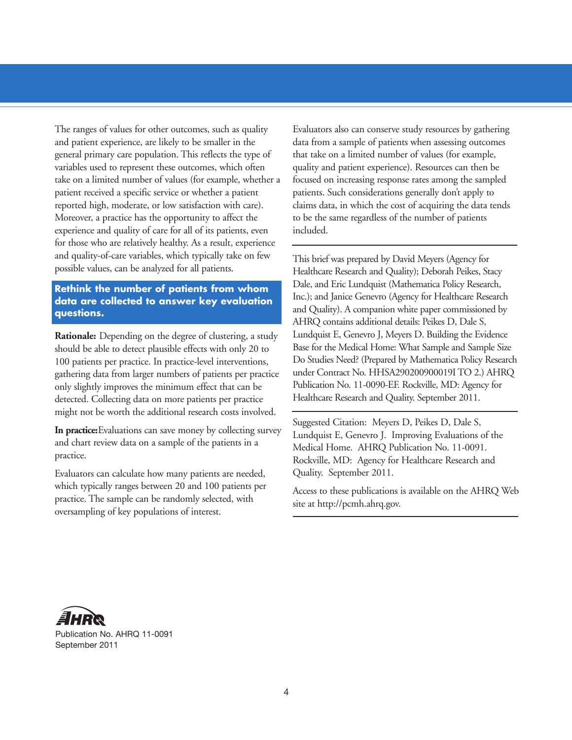The ranges of values for other outcomes, such as quality and patient experience, are likely to be smaller in the general primary care population. This reflects the type of variables used to represent these outcomes, which often take on a limited number of values (for example, whether a patient received a specific service or whether a patient reported high, moderate, or low satisfaction with care). Moreover, a practice has the opportunity to affect the experience and quality of care for all of its patients, even for those who are relatively healthy. As a result, experience and quality-of-care variables, which typically take on few possible values, can be analyzed for all patients.

## Rethink the number of patients from whom data are collected to answer key evaluation questions.

**Rationale:** Depending on the degree of clustering, a study should be able to detect plausible effects with only 20 to 100 patients per practice. In practice-level interventions, gathering data from larger numbers of patients per practice only slightly improves the minimum effect that can be detected. Collecting data on more patients per practice might not be worth the additional research costs involved.

**In practice:** Evaluations can save money by collecting survey and chart review data on a sample of the patients in a practice.

Evaluators can calculate how many patients are needed, which typically ranges between 20 and 100 patients per practice. The sample can be randomly selected, with oversampling of key populations of interest.

Evaluators also can conserve study resources by gathering data from a sample of patients when assessing outcomes that take on a limited number of values (for example, quality and patient experience). Resources can then be focused on increasing response rates among the sampled patients. Such considerations generally don't apply to claims data, in which the cost of acquiring the data tends to be the same regardless of the number of patients included.

---

This brief was prepared by David Meyers (Agency for Healthcare Research and Quality); Deborah Peikes, Stacy Dale, and Eric Lundquist (Mathematica Policy Research, Inc.); and Janice Genevro (Agency for Healthcare Research and Quality). A companion white paper commissioned by AHRQ contains additional details: Peikes D, Dale S, Lundquist E, Genevro J, Meyers D. Building the Evidence Base for the Medical Home: What Sample and Sample Size Do Studies Need? (Prepared by Mathematica Policy Research under Contract No. HHSA290200900019I TO 2.) AHRQ Publication No. 11-0090-EF. Rockville, MD: Agency for Healthcare Research and Quality. September 2011.

---

Suggested Citation: Meyers D, Peikes D, Dale S, Lundquist E, Genevro J. Improving Evaluations of the Medical Home. AHRQ Publication No. 11-0091. Rockville, MD: Agency for Healthcare Research and Quality. September 2011.

Access to these publications is available on the AHRQ Web site at http://pcmh.ahrq.gov.

---

AHRQ

Publication No. AHRQ 11-0091
September 2011